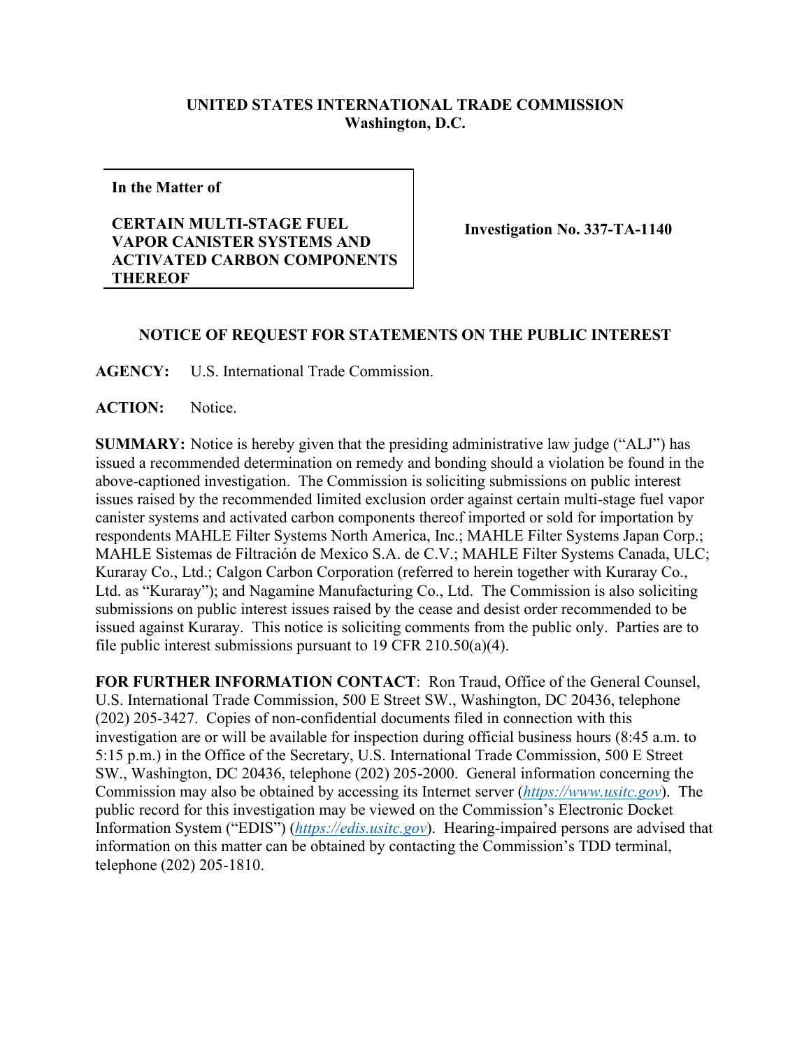**UNITED STATES INTERNATIONAL TRADE COMMISSION**
**Washington, D.C.**

| **In the Matter of**<br><br>**CERTAIN MULTI-STAGE FUEL VAPOR CANISTER SYSTEMS AND ACTIVATED CARBON COMPONENTS THEREOF** | **Investigation No. 337-TA-1140** |
|---|---|

**NOTICE OF REQUEST FOR STATEMENTS ON THE PUBLIC INTEREST**

**AGENCY:** U.S. International Trade Commission.

**ACTION:** Notice.

**SUMMARY:** Notice is hereby given that the presiding administrative law judge ("ALJ") has issued a recommended determination on remedy and bonding should a violation be found in the above-captioned investigation. The Commission is soliciting submissions on public interest issues raised by the recommended limited exclusion order against certain multi-stage fuel vapor canister systems and activated carbon components thereof imported or sold for importation by respondents MAHLE Filter Systems North America, Inc.; MAHLE Filter Systems Japan Corp.; MAHLE Sistemas de Filtración de Mexico S.A. de C.V.; MAHLE Filter Systems Canada, ULC; Kuraray Co., Ltd.; Calgon Carbon Corporation (referred to herein together with Kuraray Co., Ltd. as "Kuraray"); and Nagamine Manufacturing Co., Ltd. The Commission is also soliciting submissions on public interest issues raised by the cease and desist order recommended to be issued against Kuraray. This notice is soliciting comments from the public only. Parties are to file public interest submissions pursuant to 19 CFR 210.50(a)(4).

**FOR FURTHER INFORMATION CONTACT**: Ron Traud, Office of the General Counsel, U.S. International Trade Commission, 500 E Street SW., Washington, DC 20436, telephone (202) 205-3427. Copies of non-confidential documents filed in connection with this investigation are or will be available for inspection during official business hours (8:45 a.m. to 5:15 p.m.) in the Office of the Secretary, U.S. International Trade Commission, 500 E Street SW., Washington, DC 20436, telephone (202) 205-2000. General information concerning the Commission may also be obtained by accessing its Internet server (*https://www.usitc.gov*). The public record for this investigation may be viewed on the Commission's Electronic Docket Information System ("EDIS") (*https://edis.usitc.gov*). Hearing-impaired persons are advised that information on this matter can be obtained by contacting the Commission's TDD terminal, telephone (202) 205-1810.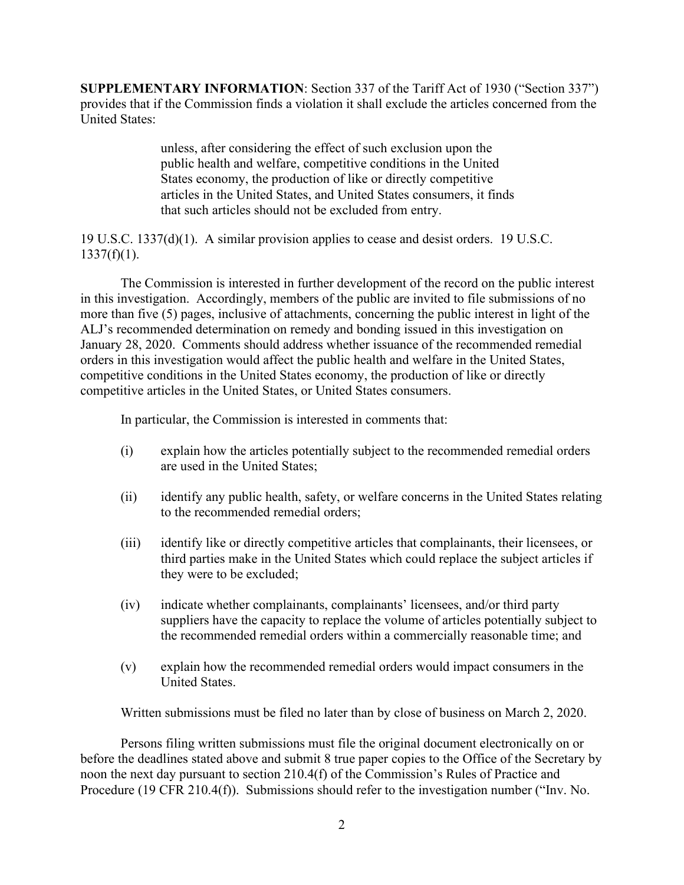**SUPPLEMENTARY INFORMATION**: Section 337 of the Tariff Act of 1930 ("Section 337") provides that if the Commission finds a violation it shall exclude the articles concerned from the United States:

> unless, after considering the effect of such exclusion upon the public health and welfare, competitive conditions in the United States economy, the production of like or directly competitive articles in the United States, and United States consumers, it finds that such articles should not be excluded from entry.

19 U.S.C. 1337(d)(1). A similar provision applies to cease and desist orders. 19 U.S.C. 1337(f)(1).

The Commission is interested in further development of the record on the public interest in this investigation. Accordingly, members of the public are invited to file submissions of no more than five (5) pages, inclusive of attachments, concerning the public interest in light of the ALJ's recommended determination on remedy and bonding issued in this investigation on January 28, 2020. Comments should address whether issuance of the recommended remedial orders in this investigation would affect the public health and welfare in the United States, competitive conditions in the United States economy, the production of like or directly competitive articles in the United States, or United States consumers.

In particular, the Commission is interested in comments that:

(i) explain how the articles potentially subject to the recommended remedial orders are used in the United States;

(ii) identify any public health, safety, or welfare concerns in the United States relating to the recommended remedial orders;

(iii) identify like or directly competitive articles that complainants, their licensees, or third parties make in the United States which could replace the subject articles if they were to be excluded;

(iv) indicate whether complainants, complainants' licensees, and/or third party suppliers have the capacity to replace the volume of articles potentially subject to the recommended remedial orders within a commercially reasonable time; and

(v) explain how the recommended remedial orders would impact consumers in the United States.

Written submissions must be filed no later than by close of business on March 2, 2020.

Persons filing written submissions must file the original document electronically on or before the deadlines stated above and submit 8 true paper copies to the Office of the Secretary by noon the next day pursuant to section 210.4(f) of the Commission's Rules of Practice and Procedure (19 CFR 210.4(f)). Submissions should refer to the investigation number ("Inv. No.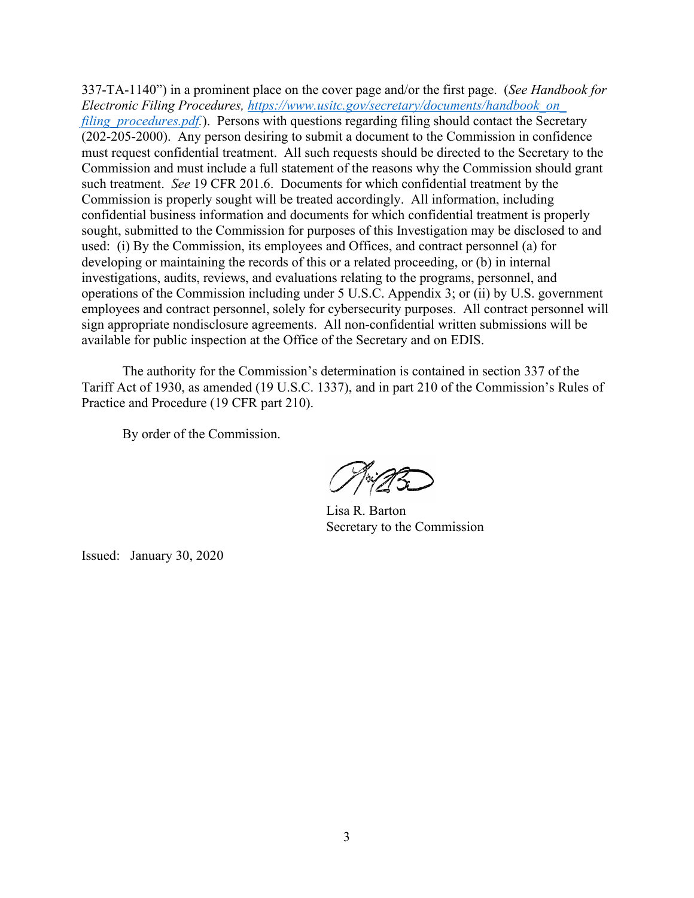337-TA-1140") in a prominent place on the cover page and/or the first page. (*See Handbook for Electronic Filing Procedures*, [https://www.usitc.gov/secretary/documents/handbook_on_filing_procedures.pdf](https://www.usitc.gov/secretary/documents/handbook_on_filing_procedures.pdf).). Persons with questions regarding filing should contact the Secretary (202-205-2000). Any person desiring to submit a document to the Commission in confidence must request confidential treatment. All such requests should be directed to the Secretary to the Commission and must include a full statement of the reasons why the Commission should grant such treatment. *See* 19 CFR 201.6. Documents for which confidential treatment by the Commission is properly sought will be treated accordingly. All information, including confidential business information and documents for which confidential treatment is properly sought, submitted to the Commission for purposes of this Investigation may be disclosed to and used: (i) By the Commission, its employees and Offices, and contract personnel (a) for developing or maintaining the records of this or a related proceeding, or (b) in internal investigations, audits, reviews, and evaluations relating to the programs, personnel, and operations of the Commission including under 5 U.S.C. Appendix 3; or (ii) by U.S. government employees and contract personnel, solely for cybersecurity purposes. All contract personnel will sign appropriate nondisclosure agreements. All non-confidential written submissions will be available for public inspection at the Office of the Secretary and on EDIS.

The authority for the Commission's determination is contained in section 337 of the Tariff Act of 1930, as amended (19 U.S.C. 1337), and in part 210 of the Commission's Rules of Practice and Procedure (19 CFR part 210).

By order of the Commission.

Lisa R. Barton
Secretary to the Commission

Issued: January 30, 2020